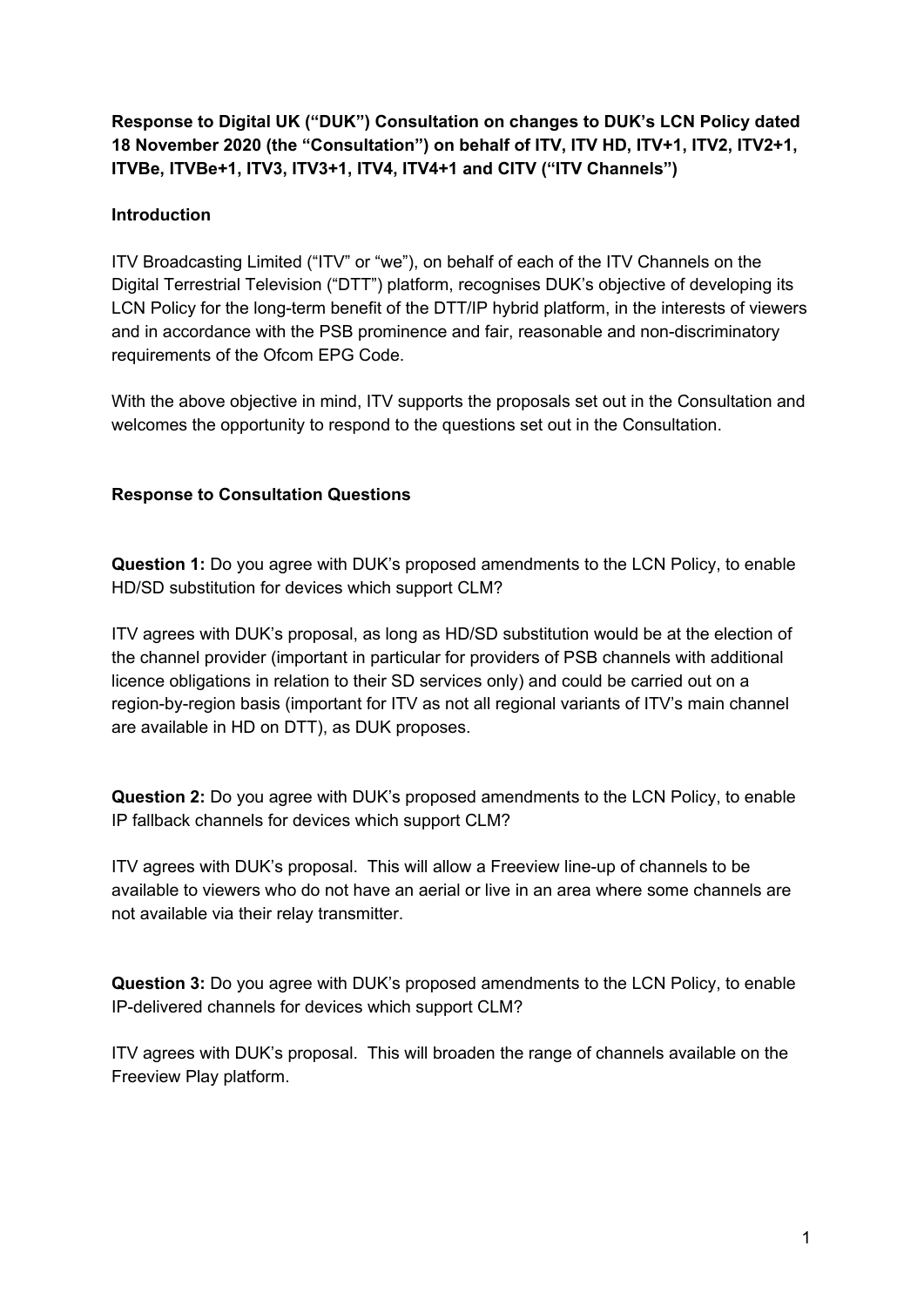**Response to Digital UK ("DUK") Consultation on changes to DUK's LCN Policy dated 18 November 2020 (the "Consultation") on behalf of ITV, ITV HD, ITV+1, ITV2, ITV2+1, ITVBe, ITVBe+1, ITV3, ITV3+1, ITV4, ITV4+1 and CITV ("ITV Channels")**

**Introduction**

ITV Broadcasting Limited ("ITV" or "we"), on behalf of each of the ITV Channels on the Digital Terrestrial Television ("DTT") platform, recognises DUK's objective of developing its LCN Policy for the long-term benefit of the DTT/IP hybrid platform, in the interests of viewers and in accordance with the PSB prominence and fair, reasonable and non-discriminatory requirements of the Ofcom EPG Code.

With the above objective in mind, ITV supports the proposals set out in the Consultation and welcomes the opportunity to respond to the questions set out in the Consultation.

**Response to Consultation Questions**

**Question 1:** Do you agree with DUK's proposed amendments to the LCN Policy, to enable HD/SD substitution for devices which support CLM?

ITV agrees with DUK's proposal, as long as HD/SD substitution would be at the election of the channel provider (important in particular for providers of PSB channels with additional licence obligations in relation to their SD services only) and could be carried out on a region-by-region basis (important for ITV as not all regional variants of ITV's main channel are available in HD on DTT), as DUK proposes.

**Question 2:** Do you agree with DUK's proposed amendments to the LCN Policy, to enable IP fallback channels for devices which support CLM?

ITV agrees with DUK's proposal. This will allow a Freeview line-up of channels to be available to viewers who do not have an aerial or live in an area where some channels are not available via their relay transmitter.

**Question 3:** Do you agree with DUK's proposed amendments to the LCN Policy, to enable IP-delivered channels for devices which support CLM?

ITV agrees with DUK's proposal. This will broaden the range of channels available on the Freeview Play platform.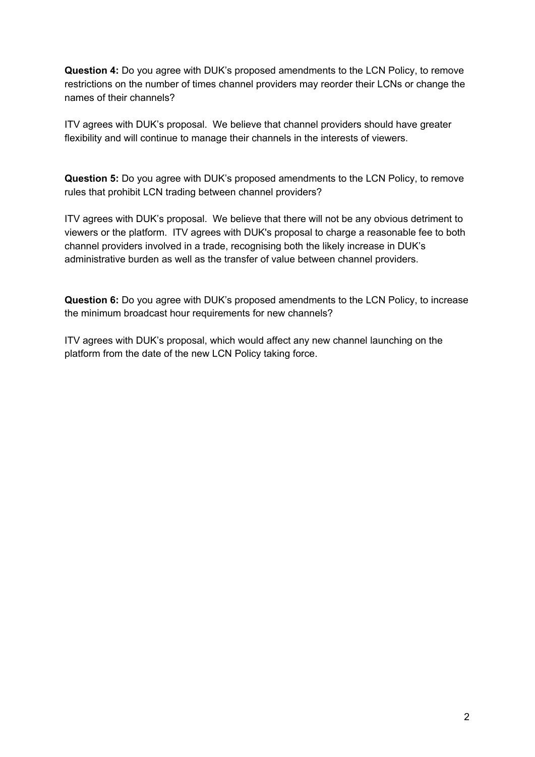**Question 4:** Do you agree with DUK's proposed amendments to the LCN Policy, to remove restrictions on the number of times channel providers may reorder their LCNs or change the names of their channels?

ITV agrees with DUK's proposal. We believe that channel providers should have greater flexibility and will continue to manage their channels in the interests of viewers.

**Question 5:** Do you agree with DUK's proposed amendments to the LCN Policy, to remove rules that prohibit LCN trading between channel providers?

ITV agrees with DUK's proposal. We believe that there will not be any obvious detriment to viewers or the platform. ITV agrees with DUK's proposal to charge a reasonable fee to both channel providers involved in a trade, recognising both the likely increase in DUK's administrative burden as well as the transfer of value between channel providers.

**Question 6:** Do you agree with DUK's proposed amendments to the LCN Policy, to increase the minimum broadcast hour requirements for new channels?

ITV agrees with DUK's proposal, which would affect any new channel launching on the platform from the date of the new LCN Policy taking force.